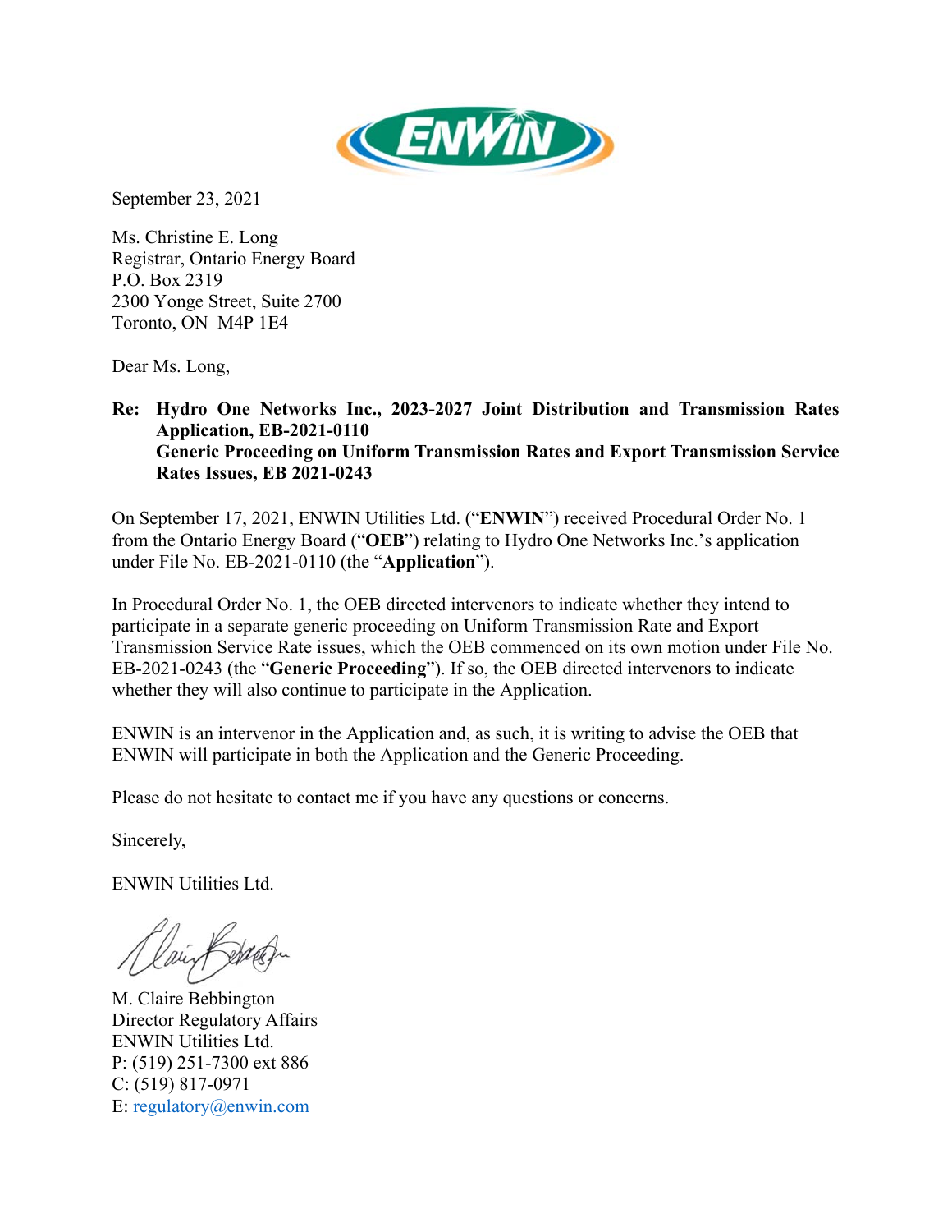September 23, 2021

Ms. Christine E. Long
Registrar, Ontario Energy Board
P.O. Box 2319
2300 Yonge Street, Suite 2700
Toronto, ON M4P 1E4

Dear Ms. Long,

**Re: Hydro One Networks Inc., 2023-2027 Joint Distribution and Transmission Rates Application, EB-2021-0110**
**Generic Proceeding on Uniform Transmission Rates and Export Transmission Service Rates Issues, EB 2021-0243**

On September 17, 2021, ENWIN Utilities Ltd. ("**ENWIN**") received Procedural Order No. 1 from the Ontario Energy Board ("**OEB**") relating to Hydro One Networks Inc.'s application under File No. EB-2021-0110 (the "**Application**").

In Procedural Order No. 1, the OEB directed intervenors to indicate whether they intend to participate in a separate generic proceeding on Uniform Transmission Rate and Export Transmission Service Rate issues, which the OEB commenced on its own motion under File No. EB-2021-0243 (the "**Generic Proceeding**"). If so, the OEB directed intervenors to indicate whether they will also continue to participate in the Application.

ENWIN is an intervenor in the Application and, as such, it is writing to advise the OEB that ENWIN will participate in both the Application and the Generic Proceeding.

Please do not hesitate to contact me if you have any questions or concerns.

Sincerely,

ENWIN Utilities Ltd.

M. Claire Bebbington
Director Regulatory Affairs
ENWIN Utilities Ltd.
P: (519) 251-7300 ext 886
C: (519) 817-0971
E: regulatory@enwin.com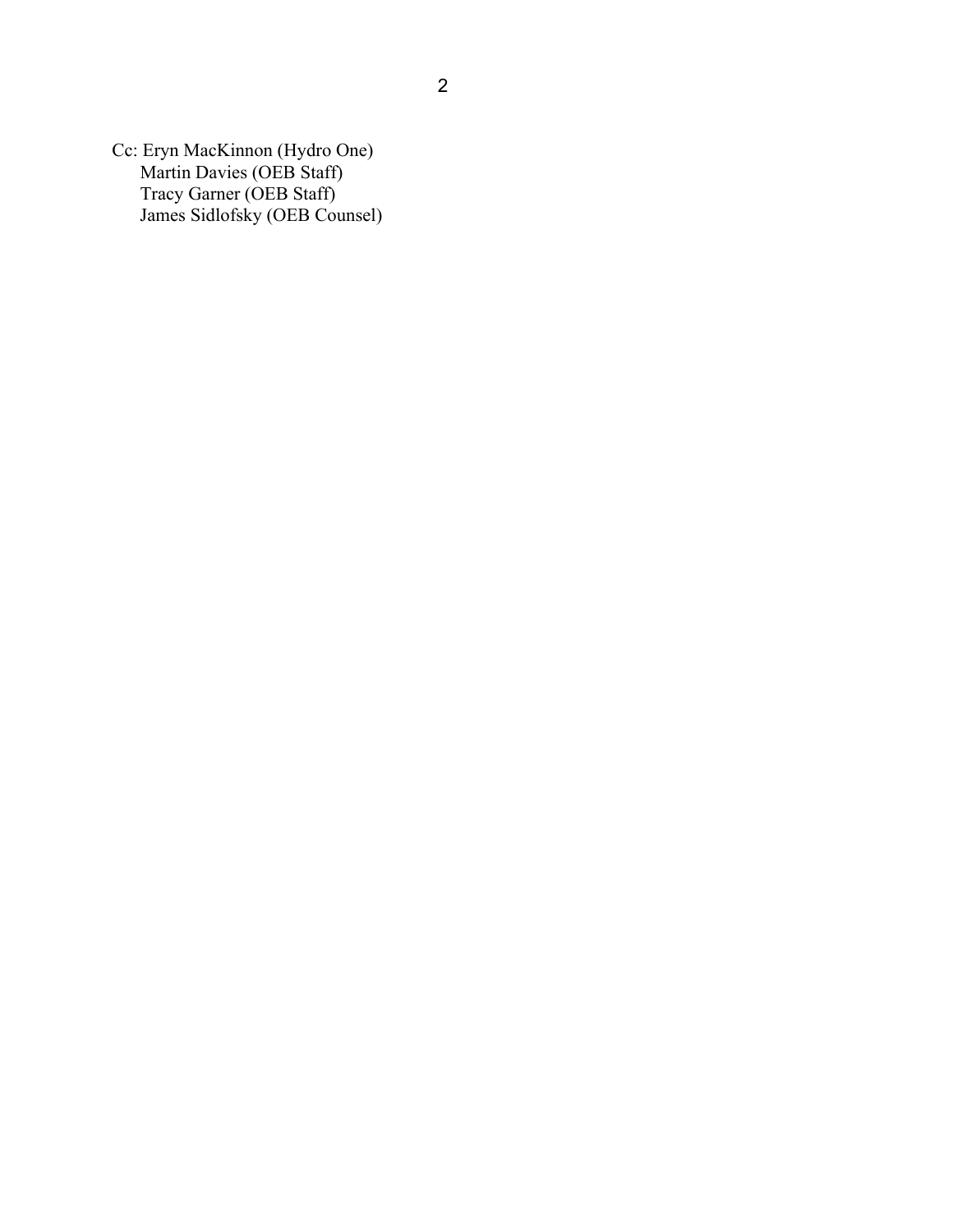Cc: Eryn MacKinnon (Hydro One)
Martin Davies (OEB Staff)
Tracy Garner (OEB Staff)
James Sidlofsky (OEB Counsel)